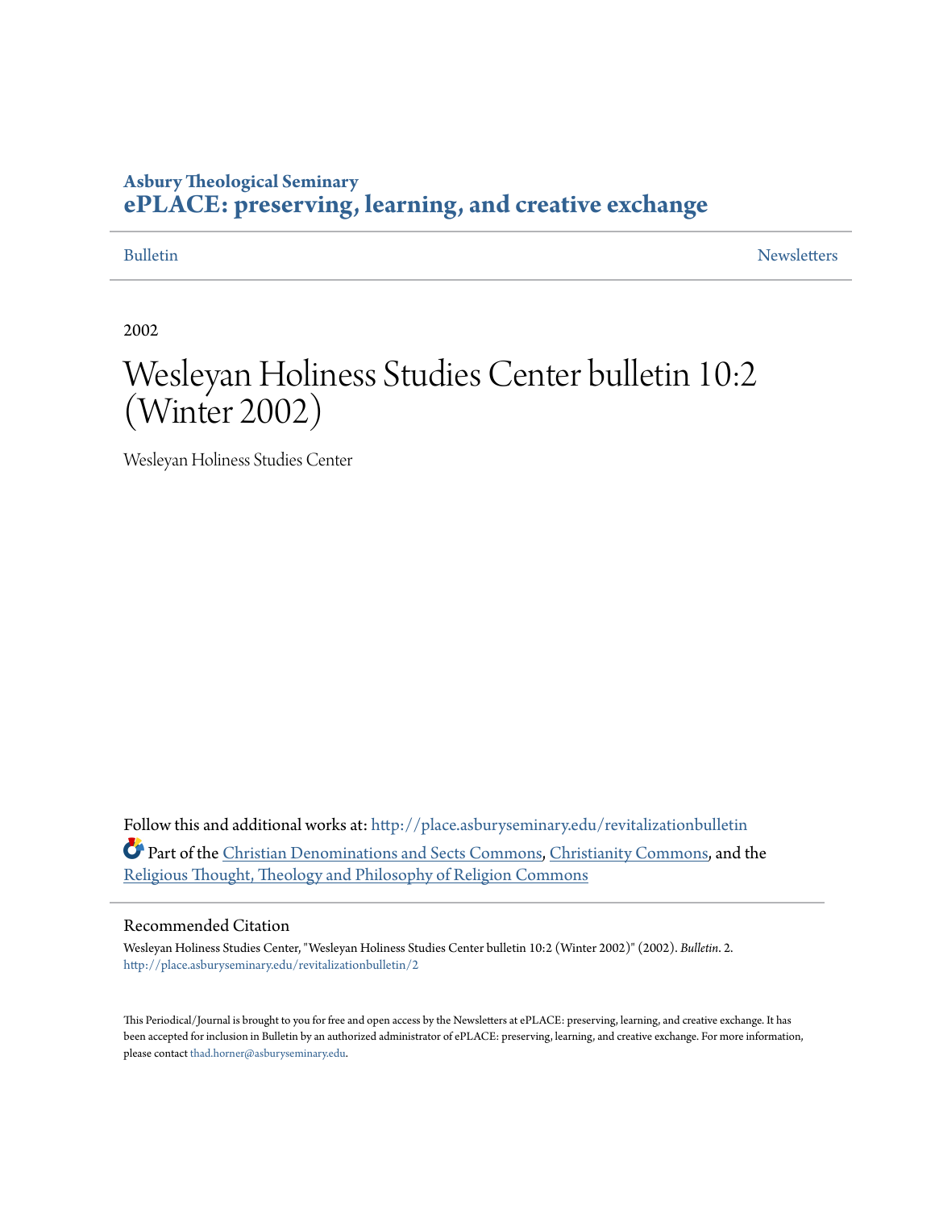**Asbury Theological Seminary**
**ePLACE: preserving, learning, and creative exchange**

Bulletin Newsletters

2002

# Wesleyan Holiness Studies Center bulletin 10:2 (Winter 2002)

Wesleyan Holiness Studies Center

Follow this and additional works at: http://place.asburyseminary.edu/revitalizationbulletin

Part of the Christian Denominations and Sects Commons, Christianity Commons, and the Religious Thought, Theology and Philosophy of Religion Commons

## Recommended Citation

Wesleyan Holiness Studies Center, "Wesleyan Holiness Studies Center bulletin 10:2 (Winter 2002)" (2002). *Bulletin*. 2.
http://place.asburyseminary.edu/revitalizationbulletin/2

This Periodical/Journal is brought to you for free and open access by the Newsletters at ePLACE: preserving, learning, and creative exchange. It has been accepted for inclusion in Bulletin by an authorized administrator of ePLACE: preserving, learning, and creative exchange. For more information, please contact thad.horner@asburyseminary.edu.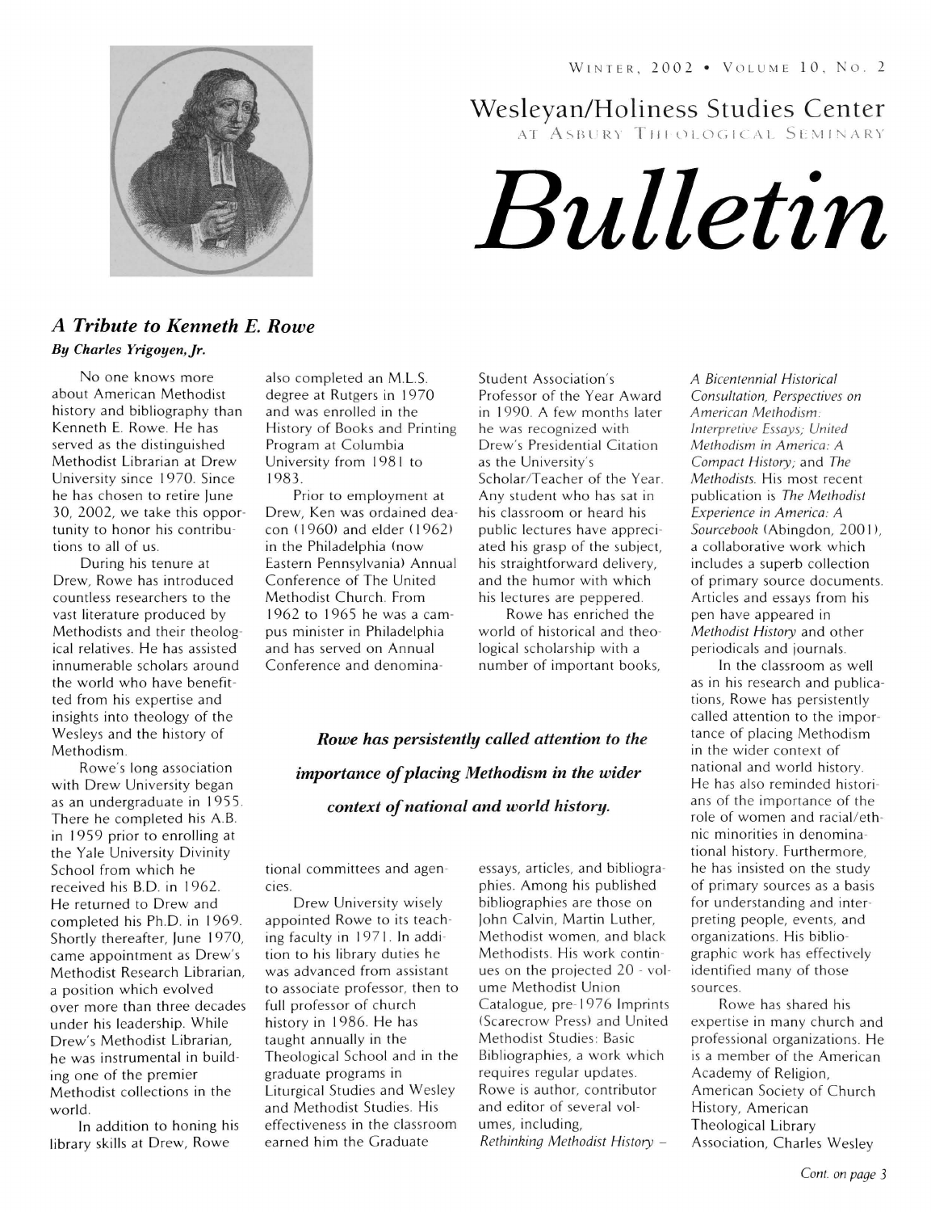# Wesleyan/Holiness Studies Center

AT ASBURY THEOLOGICAL SEMINARY

# *Bulletin*

WINTER, 2002 • VOLUME 10, NO. 2

## *A Tribute to Kenneth E. Rowe*

***By Charles Yrigoyen, Jr.***

No one knows more about American Methodist history and bibliography than Kenneth E. Rowe. He has served as the distinguished Methodist Librarian at Drew University since 1970. Since he has chosen to retire June 30, 2002, we take this opportunity to honor his contributions to all of us.

During his tenure at Drew, Rowe has introduced countless researchers to the vast literature produced by Methodists and their theological relatives. He has assisted innumerable scholars around the world who have benefitted from his expertise and insights into theology of the Wesleys and the history of Methodism.

Rowe's long association with Drew University began as an undergraduate in 1955. There he completed his A.B. in 1959 prior to enrolling at the Yale University Divinity School from which he received his B.D. in 1962. He returned to Drew and completed his Ph.D. in 1969. Shortly thereafter, June 1970, came appointment as Drew's Methodist Research Librarian, a position which evolved over more than three decades under his leadership. While Drew's Methodist Librarian, he was instrumental in building one of the premier Methodist collections in the world.

In addition to honing his library skills at Drew, Rowe also completed an M.L.S. degree at Rutgers in 1970 and was enrolled in the History of Books and Printing Program at Columbia University from 1981 to 1983.

Prior to employment at Drew, Ken was ordained deacon (1960) and elder (1962) in the Philadelphia (now Eastern Pennsylvania) Annual Conference of The United Methodist Church. From 1962 to 1965 he was a campus minister in Philadelphia and has served on Annual Conference and denominational committees and agencies.

Drew University wisely appointed Rowe to its teaching faculty in 1971. In addition to his library duties he was advanced from assistant to associate professor, then to full professor of church history in 1986. He has taught annually in the Theological School and in the graduate programs in Liturgical Studies and Wesley and Methodist Studies. His effectiveness in the classroom earned him the Graduate Student Association's Professor of the Year Award in 1990. A few months later he was recognized with Drew's Presidential Citation as the University's Scholar/Teacher of the Year. Any student who has sat in his classroom or heard his public lectures have appreciated his grasp of the subject, his straightforward delivery, and the humor with which his lectures are peppered.

> ***Rowe has persistently called attention to the importance of placing Methodism in the wider context of national and world history.***

Rowe has enriched the world of historical and theological scholarship with a number of important books, essays, articles, and bibliographies. Among his published bibliographies are those on John Calvin, Martin Luther, Methodist women, and black Methodists. His work continues on the projected 20 - volume Methodist Union Catalogue, pre-1976 Imprints (Scarecrow Press) and United Methodist Studies: Basic Bibliographies, a work which requires regular updates. Rowe is author, contributor and editor of several volumes, including, *Rethinking Methodist History – A Bicentennial Historical Consultation, Perspectives on American Methodism: Interpretive Essays; United Methodism in America: A Compact History;* and *The Methodists.* His most recent publication is *The Methodist Experience in America: A Sourcebook* (Abingdon, 2001), a collaborative work which includes a superb collection of primary source documents. Articles and essays from his pen have appeared in *Methodist History* and other periodicals and journals.

In the classroom as well as in his research and publications, Rowe has persistently called attention to the importance of placing Methodism in the wider context of national and world history. He has also reminded historians of the importance of the role of women and racial/ethnic minorities in denominational history. Furthermore, he has insisted on the study of primary sources as a basis for understanding and interpreting people, events, and organizations. His bibliographic work has effectively identified many of those sources.

Rowe has shared his expertise in many church and professional organizations. He is a member of the American Academy of Religion, American Society of Church History, American Theological Library Association, Charles Wesley

*Cont. on page 3*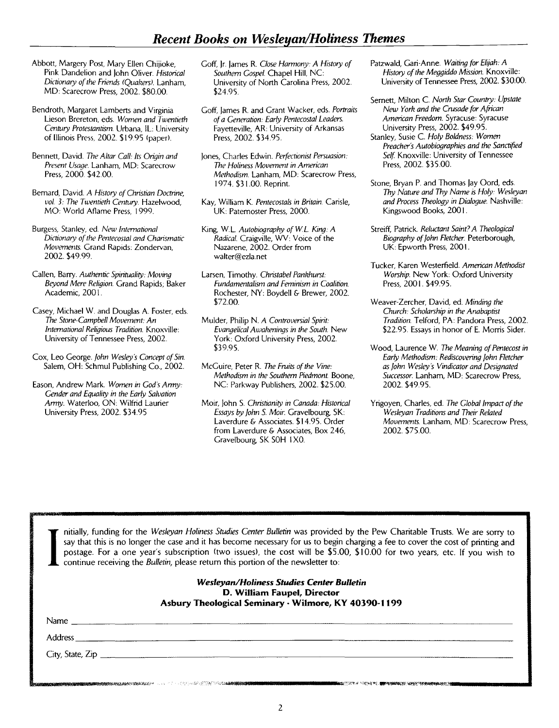## *Recent Books on Wesleyan/Holiness Themes*

Abbott, Margery Post, Mary Ellen Chijioke, Pink Dandelion and John Oliver. *Historical Dictionary of the Friends (Quakers)*. Lanham, MD: Scarecrow Press, 2002. $80.00.

Bendroth, Margaret Lamberts and Virginia Lieson Brereton, eds. *Women and Twentieth Century Protestantism*. Urbana, IL: University of Illinois Press, 2002. $19.95 (paper).

Bennett, David. *The Altar Call: Its Origin and Present Usage*. Lanham, MD: Scarecrow Press, 2000. $42.00.

Bernard, David. *A History of Christian Doctrine, vol. 3: The Twentieth Century*. Hazelwood, MO: World Aflame Press, 1999.

Burgess, Stanley, ed. *New International Dictionary of the Pentecostal and Charismatic Movements*. Grand Rapids: Zondervan, 2002. $49.99.

Callen, Barry. *Authentic Spirituality: Moving Beyond Mere Religion*. Grand Rapids; Baker Academic, 2001.

Casey, Michael W. and Douglas A. Foster, eds. *The Stone-Campbell Movement: An International Religious Tradition*. Knoxville: University of Tennessee Press, 2002.

Cox, Leo George. *John Wesley's Concept of Sin*. Salem, OH: Schmul Publishing Co., 2002.

Eason, Andrew Mark. *Women in God's Army: Gender and Equality in the Early Salvation Army*. Waterloo, ON: Wilfrid Laurier University Press, 2002. $34.95

Goff, Jr. James R. *Close Harmony: A History of Southern Gospel*. Chapel Hill, NC: University of North Carolina Press, 2002. $24.95.

Goff, James R. and Grant Wacker, eds. *Portraits of a Generation: Early Pentecostal Leaders*. Fayetteville, AR: University of Arkansas Press, 2002. $34.95.

Jones, Charles Edwin. *Perfectionist Persuasion: The Holiness Movement in American Methodism*. Lanham, MD: Scarecrow Press, 1974. $31.00. Reprint.

Kay, William K. *Pentecostals in Britain*. Carisle, UK: Paternoster Press, 2000.

King, W.L. *Autobiography of W.L. King: A Radical*. Craigville, WV: Voice of the Nazarene, 2002. Order from walter@ezla.net

Larsen, Timothy. *Christabel Pankhurst: Fundamentalism and Feminism in Coalition*. Rochester, NY: Boydell & Brewer, 2002. $72.00.

Mulder, Philip N. *A Controversial Spirit: Evangelical Awakenings in the South*. New York: Oxford University Press, 2002. $39.95.

McGuire, Peter R. *The Fruits of the Vine: Methodism in the Southern Piedmont*. Boone, NC: Parkway Publishers, 2002. $25.00.

Moir, John S. *Christianity in Canada: Historical Essays by John S. Moir*. Gravelbourg, SK: Laverdure & Associates. $14.95. Order from Laverdure & Associates, Box 246, Gravelbourg, SK S0H 1X0.

Patzwald, Gari-Anne. *Waiting for Elijah: A History of the Meggiddo Mission*. Knoxville: University of Tennessee Press, 2002. $30.00.

Sernett, Milton C. *North Star Country: Upstate New York and the Crusade for African American Freedom*. Syracuse: Syracuse University Press, 2002. $49.95.

Stanley, Susie C. *Holy Boldness: Women Preacher's Autobiographies and the Sanctified Self*. Knoxville: University of Tennessee Press, 2002. $35.00.

Stone, Bryan P. and Thomas Jay Oord, eds. *Thy Nature and Thy Name is Holy: Wesleyan and Process Theology in Dialogue*. Nashville: Kingswood Books, 2001.

Streiff, Patrick. *Reluctant Saint? A Theological Biography of John Fletcher*. Peterborough, UK: Epworth Press, 2001.

Tucker, Karen Westerfield. *American Methodist Worship*. New York: Oxford University Press, 2001. $49.95.

Weaver-Zercher, David, ed. *Minding the Church: Scholarship in the Anabaptist Tradition*. Telford, PA: Pandora Press, 2002. $22.95. Essays in honor of E. Morris Sider.

Wood, Laurence W. *The Meaning of Pentecost in Early Methodism: Rediscovering John Fletcher as John Wesley's Vindicator and Designated Successor*. Lanham, MD: Scarecrow Press, 2002. $49.95.

Yrigoyen, Charles, ed. *The Global Impact of the Wesleyan Traditions and Their Related Movements*. Lanham, MD: Scarecrow Press, 2002. $75.00.

---

Initially, funding for the *Wesleyan Holiness Studies Center Bulletin* was provided by the Pew Charitable Trusts. We are sorry to say that this is no longer the case and it has become necessary for us to begin charging a fee to cover the cost of printing and postage. For a one year's subscription (two issues), the cost will be $5.00, $10.00 for two years, etc. If you wish to continue receiving the *Bulletin*, please return this portion of the newsletter to:

***Wesleyan/Holiness Studies Center Bulletin***
**D. William Faupel, Director**
**Asbury Theological Seminary · Wilmore, KY 40390-1199**

Name ____________________

Address ____________________

City, State, Zip ____________________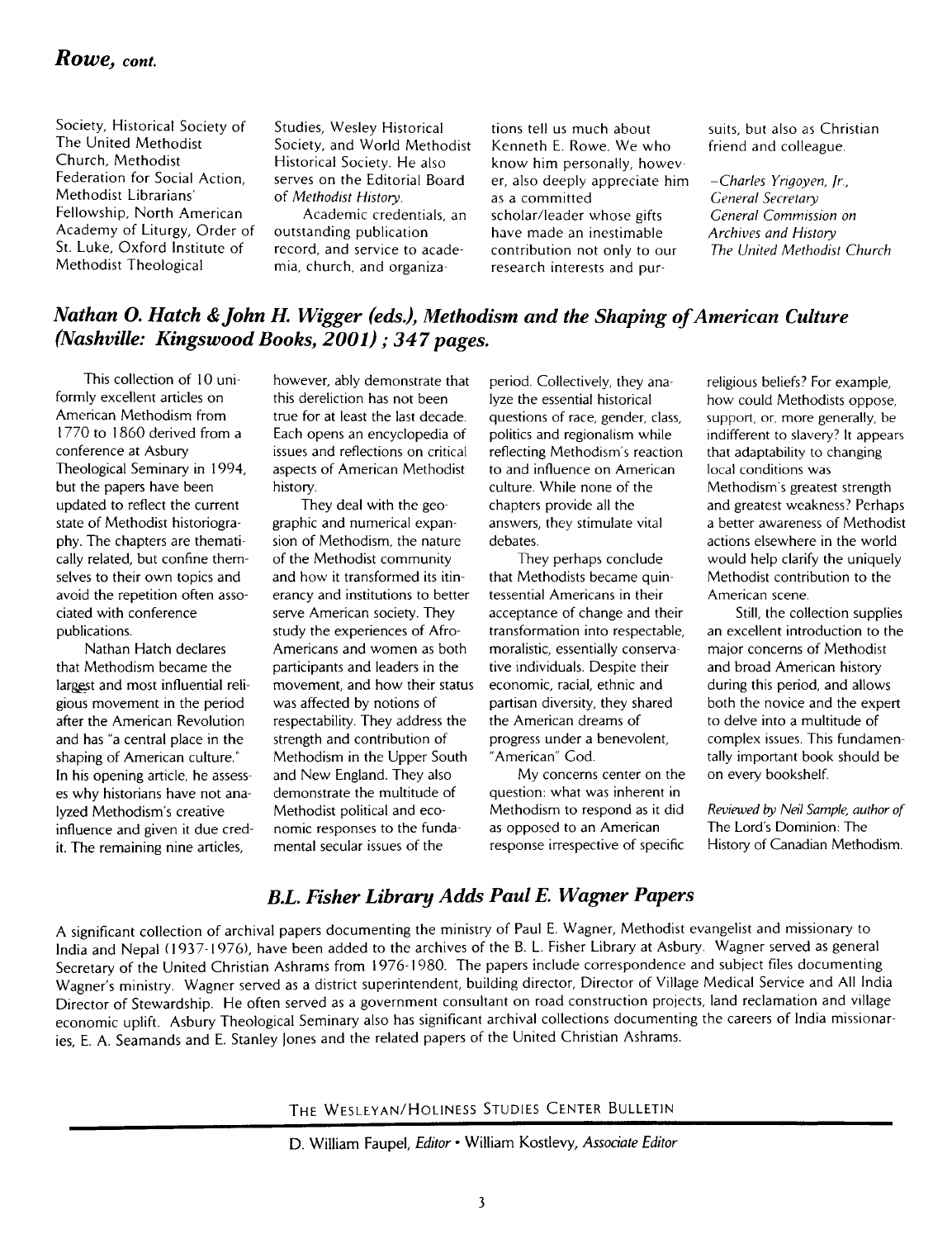## *Rowe, cont.*

Society, Historical Society of The United Methodist Church, Methodist Federation for Social Action, Methodist Librarians' Fellowship, North American Academy of Liturgy, Order of St. Luke, Oxford Institute of Methodist Theological Studies, Wesley Historical Society, and World Methodist Historical Society. He also serves on the Editorial Board of *Methodist History*.

Academic credentials, an outstanding publication record, and service to academia, church, and organizations tell us much about Kenneth E. Rowe. We who know him personally, however, also deeply appreciate him as a committed scholar/leader whose gifts have made an inestimable contribution not only to our research interests and pursuits, but also as Christian friend and colleague.

*–Charles Yrigoyen, Jr., General Secretary General Commission on Archives and History The United Methodist Church*

## *Nathan O. Hatch & John H. Wigger (eds.), Methodism and the Shaping of American Culture (Nashville: Kingswood Books, 2001) ; 347 pages.*

This collection of 10 uniformly excellent articles on American Methodism from 1770 to 1860 derived from a conference at Asbury Theological Seminary in 1994, but the papers have been updated to reflect the current state of Methodist historiography. The chapters are thematically related, but confine themselves to their own topics and avoid the repetition often associated with conference publications.

Nathan Hatch declares that Methodism became the largest and most influential religious movement in the period after the American Revolution and has "a central place in the shaping of American culture." In his opening article, he assesses why historians have not analyzed Methodism's creative influence and given it due credit. The remaining nine articles, however, ably demonstrate that this dereliction has not been true for at least the last decade. Each opens an encyclopedia of issues and reflections on critical aspects of American Methodist history.

They deal with the geographic and numerical expansion of Methodism, the nature of the Methodist community and how it transformed its itinerancy and institutions to better serve American society. They study the experiences of Afro-Americans and women as both participants and leaders in the movement, and how their status was affected by notions of respectability. They address the strength and contribution of Methodism in the Upper South and New England. They also demonstrate the multitude of Methodist political and economic responses to the fundamental secular issues of the period. Collectively, they analyze the essential historical questions of race, gender, class, politics and regionalism while reflecting Methodism's reaction to and influence on American culture. While none of the chapters provide all the answers, they stimulate vital debates.

They perhaps conclude that Methodists became quintessential Americans in their acceptance of change and their transformation into respectable, moralistic, essentially conservative individuals. Despite their economic, racial, ethnic and partisan diversity, they shared the American dreams of progress under a benevolent, "American" God.

My concerns center on the question: what was inherent in Methodism to respond as it did as opposed to an American response irrespective of specific religious beliefs? For example, how could Methodists oppose, support, or, more generally, be indifferent to slavery? It appears that adaptability to changing local conditions was Methodism's greatest strength and greatest weakness? Perhaps a better awareness of Methodist actions elsewhere in the world would help clarify the uniquely Methodist contribution to the American scene.

Still, the collection supplies an excellent introduction to the major concerns of Methodist and broad American history during this period, and allows both the novice and the expert to delve into a multitude of complex issues. This fundamentally important book should be on every bookshelf.

*Reviewed by Neil Semple, author of* The Lord's Dominion: The History of Canadian Methodism.

## *B.L. Fisher Library Adds Paul E. Wagner Papers*

A significant collection of archival papers documenting the ministry of Paul E. Wagner, Methodist evangelist and missionary to India and Nepal (1937-1976), have been added to the archives of the B. L. Fisher Library at Asbury. Wagner served as general Secretary of the United Christian Ashrams from 1976-1980. The papers include correspondence and subject files documenting Wagner's ministry. Wagner served as a district superintendent, building director, Director of Village Medical Service and All India Director of Stewardship. He often served as a government consultant on road construction projects, land reclamation and village economic uplift. Asbury Theological Seminary also has significant archival collections documenting the careers of India missionaries, E. A. Seamands and E. Stanley Jones and the related papers of the United Christian Ashrams.

THE WESLEYAN/HOLINESS STUDIES CENTER BULLETIN

D. William Faupel, *Editor* • William Kostlevy, *Associate Editor*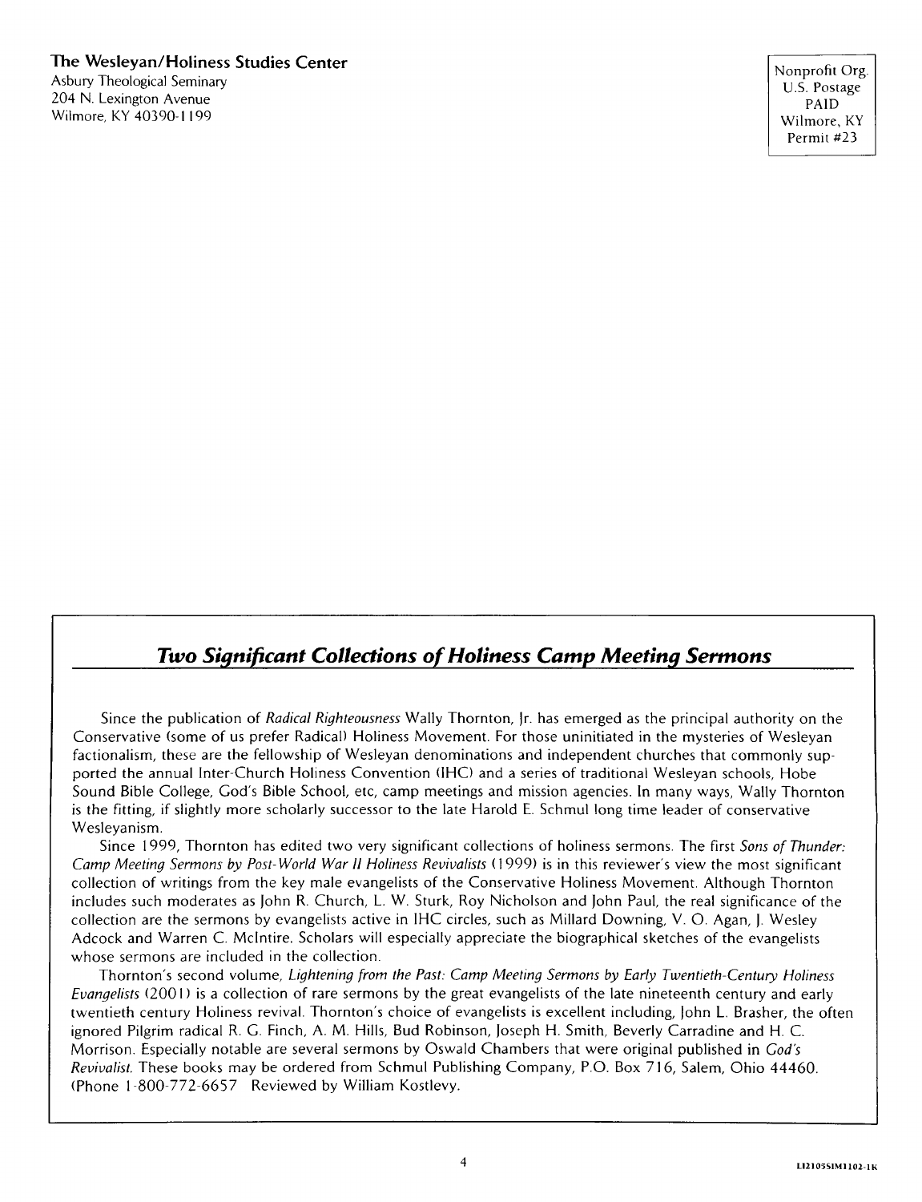**The Wesleyan/Holiness Studies Center**
Asbury Theological Seminary
204 N. Lexington Avenue
Wilmore, KY 40390-1199

Nonprofit Org.
U.S. Postage
PAID
Wilmore, KY
Permit #23

## *Two Significant Collections of Holiness Camp Meeting Sermons*

Since the publication of *Radical Righteousness* Wally Thornton, Jr. has emerged as the principal authority on the Conservative (some of us prefer Radical) Holiness Movement. For those uninitiated in the mysteries of Wesleyan factionalism, these are the fellowship of Wesleyan denominations and independent churches that commonly supported the annual Inter-Church Holiness Convention (IHC) and a series of traditional Wesleyan schools, Hobe Sound Bible College, God's Bible School, etc, camp meetings and mission agencies. In many ways, Wally Thornton is the fitting, if slightly more scholarly successor to the late Harold E. Schmul long time leader of conservative Wesleyanism.

Since 1999, Thornton has edited two very significant collections of holiness sermons. The first *Sons of Thunder: Camp Meeting Sermons by Post-World War II Holiness Revivalists* (1999) is in this reviewer's view the most significant collection of writings from the key male evangelists of the Conservative Holiness Movement. Although Thornton includes such moderates as John R. Church, L. W. Sturk, Roy Nicholson and John Paul, the real significance of the collection are the sermons by evangelists active in IHC circles, such as Millard Downing, V. O. Agan, J. Wesley Adcock and Warren C. McIntire. Scholars will especially appreciate the biographical sketches of the evangelists whose sermons are included in the collection.

Thornton's second volume, *Lightening from the Past: Camp Meeting Sermons by Early Twentieth-Century Holiness Evangelists* (2001) is a collection of rare sermons by the great evangelists of the late nineteenth century and early twentieth century Holiness revival. Thornton's choice of evangelists is excellent including, John L. Brasher, the often ignored Pilgrim radical R. G. Finch, A. M. Hills, Bud Robinson, Joseph H. Smith, Beverly Carradine and H. C. Morrison. Especially notable are several sermons by Oswald Chambers that were original published in *God's Revivalist*. These books may be ordered from Schmul Publishing Company, P.O. Box 716, Salem, Ohio 44460. (Phone 1-800-772-6657 Reviewed by William Kostlevy.

LI2105SIM1102-1K